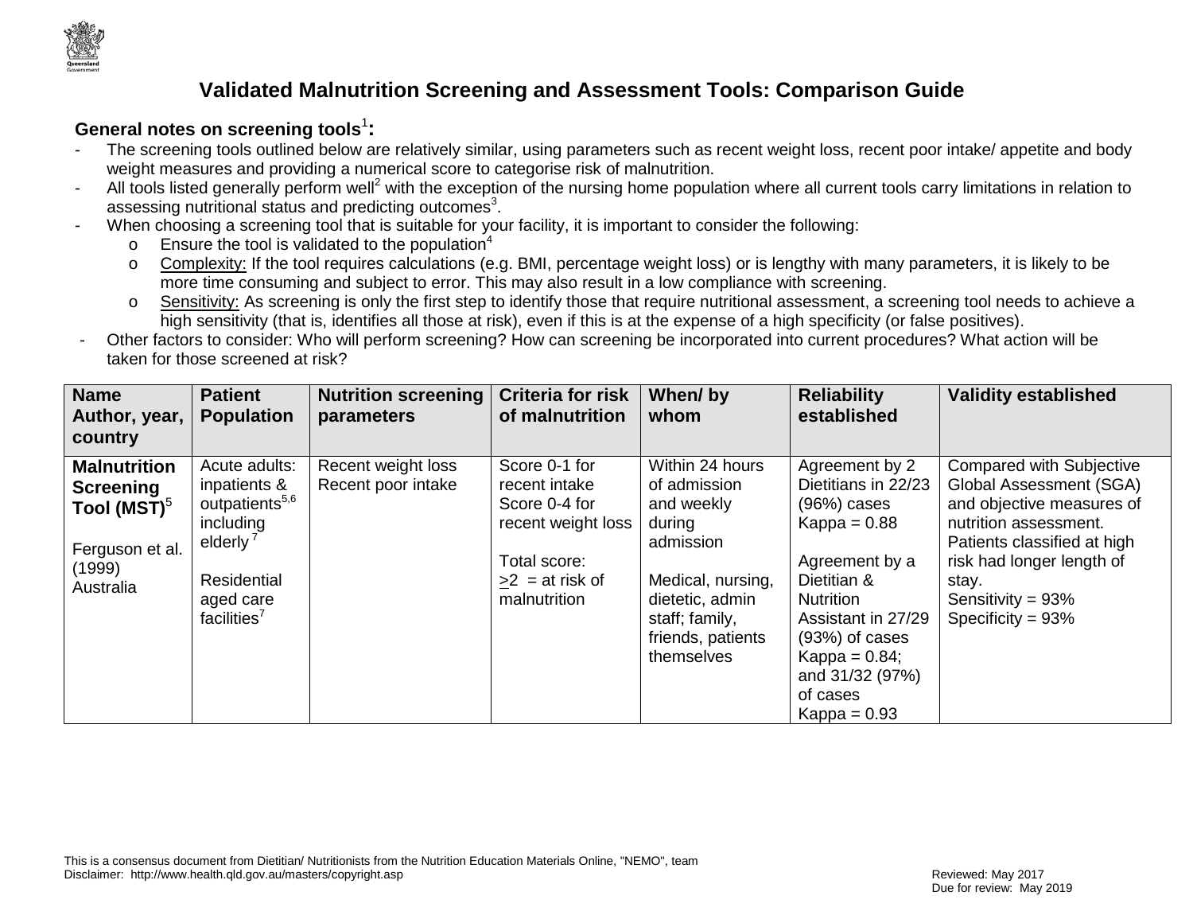# Validated Malnutrition Screening and Assessment Tools: Comparison Guide

**General notes on screening tools[1]:**

- The screening tools outlined below are relatively similar, using parameters such as recent weight loss, recent poor intake/ appetite and body weight measures and providing a numerical score to categorise risk of malnutrition.
- All tools listed generally perform well[2] with the exception of the nursing home population where all current tools carry limitations in relation to assessing nutritional status and predicting outcomes[3].
- When choosing a screening tool that is suitable for your facility, it is important to consider the following:
  - o Ensure the tool is validated to the population[4]
  - o Complexity: If the tool requires calculations (e.g. BMI, percentage weight loss) or is lengthy with many parameters, it is likely to be more time consuming and subject to error. This may also result in a low compliance with screening.
  - o Sensitivity: As screening is only the first step to identify those that require nutritional assessment, a screening tool needs to achieve a high sensitivity (that is, identifies all those at risk), even if this is at the expense of a high specificity (or false positives).
- Other factors to consider: Who will perform screening? How can screening be incorporated into current procedures? What action will be taken for those screened at risk?

| Name Author, year, country | Patient Population | Nutrition screening parameters | Criteria for risk of malnutrition | When/ by whom | Reliability established | Validity established |
|---|---|---|---|---|---|---|
| **Malnutrition Screening Tool (MST)[5]**<br><br>Ferguson et al. (1999) Australia | Acute adults: inpatients & outpatients[5,6] including elderly[7]<br><br>Residential aged care facilities[7] | Recent weight loss<br>Recent poor intake | Score 0-1 for recent intake<br>Score 0-4 for recent weight loss<br><br>Total score: $\geq 2$ = at risk of malnutrition | Within 24 hours of admission and weekly during admission<br><br>Medical, nursing, dietetic, admin staff; family, friends, patients themselves | Agreement by 2 Dietitians in 22/23 (96%) cases<br>Kappa = 0.88<br><br>Agreement by a Dietitian & Nutrition Assistant in 27/29 (93%) of cases<br>Kappa = 0.84;<br>and 31/32 (97%) of cases<br>Kappa = 0.93 | Compared with Subjective Global Assessment (SGA) and objective measures of nutrition assessment.<br>Patients classified at high risk had longer length of stay.<br>Sensitivity = 93%<br>Specificity = 93% |

This is a consensus document from Dietitian/ Nutritionists from the Nutrition Education Materials Online, "NEMO", team
Disclaimer: http://www.health.qld.gov.au/masters/copyright.asp

Reviewed: May 2017
Due for review: May 2019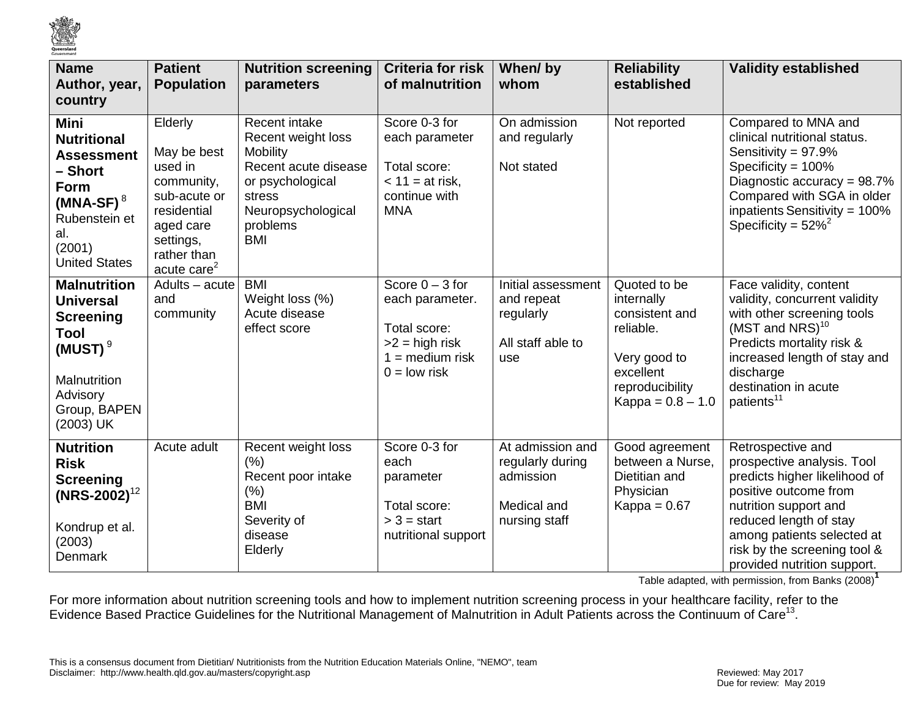| Name Author, year, country | Patient Population | Nutrition screening parameters | Criteria for risk of malnutrition | When/ by whom | Reliability established | Validity established |
|---|---|---|---|---|---|---|
| **Mini Nutritional Assessment – Short Form (MNA-SF)** [8] Rubenstein et al. (2001) United States | Elderly<br><br>May be best used in community, sub-acute or residential aged care settings, rather than acute care[2] | Recent intake<br>Recent weight loss<br>Mobility<br>Recent acute disease or psychological stress<br>Neuropsychological problems<br>BMI | Score 0-3 for each parameter<br><br>Total score:<br>< 11 = at risk, continue with MNA | On admission and regularly<br><br>Not stated | Not reported | Compared to MNA and clinical nutritional status.<br>Sensitivity = 97.9%<br>Specificity = 100%<br>Diagnostic accuracy = 98.7%<br>Compared with SGA in older inpatients Sensitivity = 100%<br>Specificity = 52%[2] |
| **Malnutrition Universal Screening Tool (MUST)** [9]<br><br>Malnutrition Advisory Group, BAPEN (2003) UK | Adults – acute and community | BMI<br>Weight loss (%)<br>Acute disease effect score | Score 0 – 3 for each parameter.<br><br>Total score:<br>>2 = high risk<br>1 = medium risk<br>0 = low risk | Initial assessment and repeat regularly<br><br>All staff able to use | Quoted to be internally consistent and reliable.<br><br>Very good to excellent reproducibility<br>Kappa = 0.8 – 1.0 | Face validity, content validity, concurrent validity with other screening tools (MST and NRS)[10]<br>Predicts mortality risk & increased length of stay and discharge destination in acute patients[11] |
| **Nutrition Risk Screening (NRS-2002)**[12]<br><br>Kondrup et al. (2003) Denmark | Acute adult | Recent weight loss (%)<br>Recent poor intake (%)<br>BMI<br>Severity of disease<br>Elderly | Score 0-3 for each parameter<br><br>Total score:<br>> 3 = start nutritional support | At admission and regularly during admission<br><br>Medical and nursing staff | Good agreement between a Nurse, Dietitian and Physician<br>Kappa = 0.67 | Retrospective and prospective analysis. Tool predicts higher likelihood of positive outcome from nutrition support and reduced length of stay among patients selected at risk by the screening tool & provided nutrition support. |

Table adapted, with permission, from Banks (2008)[1]

For more information about nutrition screening tools and how to implement nutrition screening process in your healthcare facility, refer to the Evidence Based Practice Guidelines for the Nutritional Management of Malnutrition in Adult Patients across the Continuum of Care[13].

This is a consensus document from Dietitian/ Nutritionists from the Nutrition Education Materials Online, "NEMO", team
Disclaimer: http://www.health.qld.gov.au/masters/copyright.asp

Reviewed: May 2017
Due for review: May 2019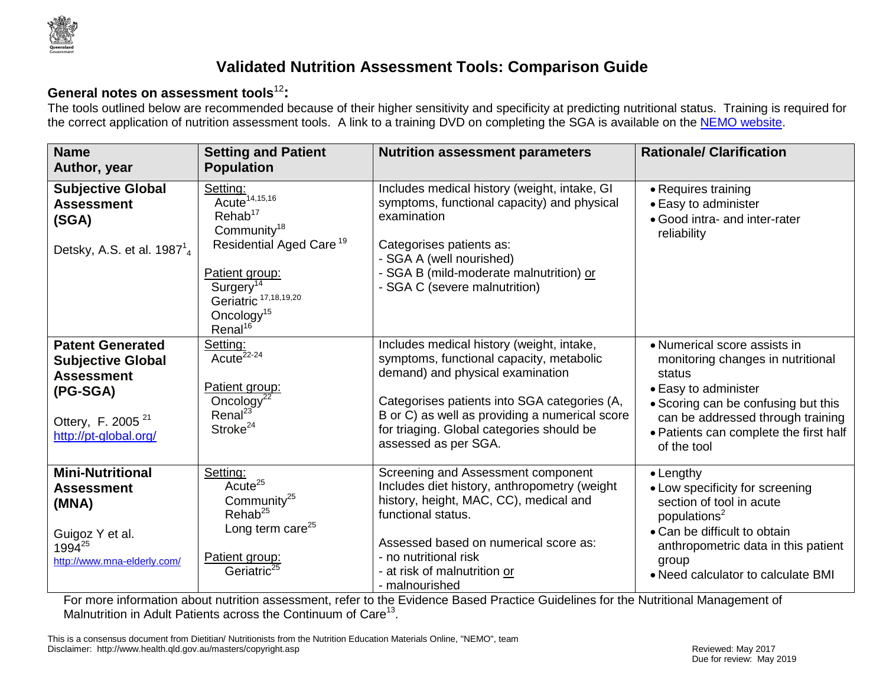# Validated Nutrition Assessment Tools: Comparison Guide

**General notes on assessment tools[12]:**

The tools outlined below are recommended because of their higher sensitivity and specificity at predicting nutritional status. Training is required for the correct application of nutrition assessment tools. A link to a training DVD on completing the SGA is available on the NEMO website.

| Name<br>Author, year | Setting and Patient Population | Nutrition assessment parameters | Rationale/ Clarification |
|---|---|---|---|
| **Subjective Global Assessment (SGA)**<br><br>Detsky, A.S. et al. 1987[1][4] | Setting:<br>Acute[14,15,16]<br>Rehab[17]<br>Community[18]<br>Residential Aged Care[19]<br><br>Patient group:<br>Surgery[14]<br>Geriatric[17,18,19,20]<br>Oncology[15]<br>Renal[16] | Includes medical history (weight, intake, GI symptoms, functional capacity) and physical examination<br><br>Categorises patients as:<br>- SGA A (well nourished)<br>- SGA B (mild-moderate malnutrition) or<br>- SGA C (severe malnutrition) | • Requires training<br>• Easy to administer<br>• Good intra- and inter-rater reliability |
| **Patent Generated Subjective Global Assessment (PG-SGA)**<br><br>Ottery, F. 2005[21]<br>http://pt-global.org/ | Setting:<br>Acute[22-24]<br><br>Patient group:<br>Oncology[22]<br>Renal[23]<br>Stroke[24] | Includes medical history (weight, intake, symptoms, functional capacity, metabolic demand) and physical examination<br><br>Categorises patients into SGA categories (A, B or C) as well as providing a numerical score for triaging. Global categories should be assessed as per SGA. | • Numerical score assists in monitoring changes in nutritional status<br>• Easy to administer<br>• Scoring can be confusing but this can be addressed through training<br>• Patients can complete the first half of the tool |
| **Mini-Nutritional Assessment (MNA)**<br><br>Guigoz Y et al. 1994[25]<br>http://www.mna-elderly.com/ | Setting:<br>Acute[25]<br>Community[25]<br>Rehab[25]<br>Long term care[25]<br><br>Patient group:<br>Geriatric[25] | Screening and Assessment component<br>Includes diet history, anthropometry (weight history, height, MAC, CC), medical and functional status.<br><br>Assessed based on numerical score as:<br>- no nutritional risk<br>- at risk of malnutrition or<br>- malnourished | • Lengthy<br>• Low specificity for screening section of tool in acute populations[2]<br>• Can be difficult to obtain anthropometric data in this patient group<br>• Need calculator to calculate BMI |

For more information about nutrition assessment, refer to the Evidence Based Practice Guidelines for the Nutritional Management of Malnutrition in Adult Patients across the Continuum of Care[13].

This is a consensus document from Dietitian/ Nutritionists from the Nutrition Education Materials Online, "NEMO", team
Disclaimer: http://www.health.qld.gov.au/masters/copyright.asp

Reviewed: May 2017
Due for review: May 2019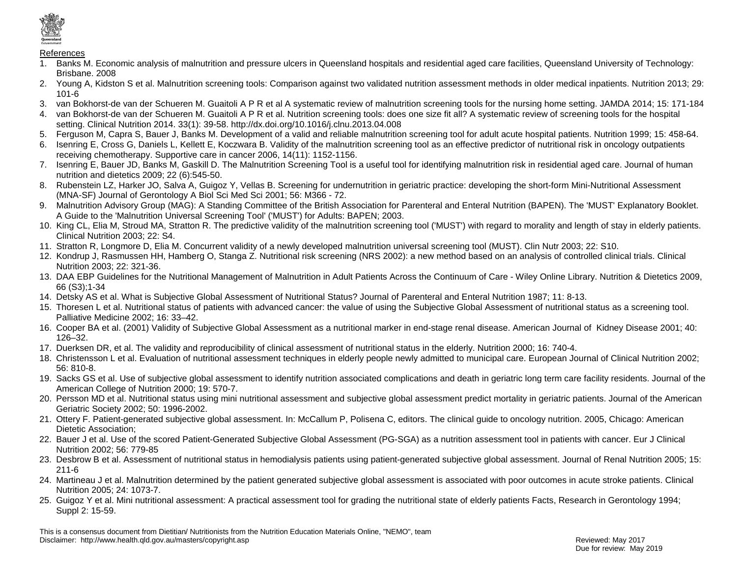References

1. Banks M. Economic analysis of malnutrition and pressure ulcers in Queensland hospitals and residential aged care facilities, Queensland University of Technology: Brisbane. 2008
2. Young A, Kidston S et al. Malnutrition screening tools: Comparison against two validated nutrition assessment methods in older medical inpatients. Nutrition 2013; 29: 101-6
3. van Bokhorst-de van der Schueren M. Guaitoli A P R et al A systematic review of malnutrition screening tools for the nursing home setting. JAMDA 2014; 15: 171-184
4. van Bokhorst-de van der Schueren M. Guaitoli A P R et al. Nutrition screening tools: does one size fit all? A systematic review of screening tools for the hospital setting. Clinical Nutrition 2014. 33(1): 39-58. http://dx.doi.org/10.1016/j.clnu.2013.04.008
5. Ferguson M, Capra S, Bauer J, Banks M. Development of a valid and reliable malnutrition screening tool for adult acute hospital patients. Nutrition 1999; 15: 458-64.
6. Isenring E, Cross G, Daniels L, Kellett E, Koczwara B. Validity of the malnutrition screening tool as an effective predictor of nutritional risk in oncology outpatients receiving chemotherapy. Supportive care in cancer 2006, 14(11): 1152-1156.
7. Isenring E, Bauer JD, Banks M, Gaskill D. The Malnutrition Screening Tool is a useful tool for identifying malnutrition risk in residential aged care. Journal of human nutrition and dietetics 2009; 22 (6):545-50.
8. Rubenstein LZ, Harker JO, Salva A, Guigoz Y, Vellas B. Screening for undernutrition in geriatric practice: developing the short-form Mini-Nutritional Assessment (MNA-SF) Journal of Gerontology A Biol Sci Med Sci 2001; 56: M366 - 72.
9. Malnutrition Advisory Group (MAG): A Standing Committee of the British Association for Parenteral and Enteral Nutrition (BAPEN). The 'MUST' Explanatory Booklet. A Guide to the 'Malnutrition Universal Screening Tool' ('MUST') for Adults: BAPEN; 2003.
10. King CL, Elia M, Stroud MA, Stratton R. The predictive validity of the malnutrition screening tool ('MUST') with regard to morality and length of stay in elderly patients. Clinical Nutrition 2003; 22: S4.
11. Stratton R, Longmore D, Elia M. Concurrent validity of a newly developed malnutrition universal screening tool (MUST). Clin Nutr 2003; 22: S10.
12. Kondrup J, Rasmussen HH, Hamberg O, Stanga Z. Nutritional risk screening (NRS 2002): a new method based on an analysis of controlled clinical trials. Clinical Nutrition 2003; 22: 321-36.
13. DAA EBP Guidelines for the Nutritional Management of Malnutrition in Adult Patients Across the Continuum of Care - Wiley Online Library. Nutrition & Dietetics 2009, 66 (S3);1-34
14. Detsky AS et al. What is Subjective Global Assessment of Nutritional Status? Journal of Parenteral and Enteral Nutrition 1987; 11: 8-13.
15. Thoresen L et al. Nutritional status of patients with advanced cancer: the value of using the Subjective Global Assessment of nutritional status as a screening tool. Palliative Medicine 2002; 16: 33–42.
16. Cooper BA et al. (2001) Validity of Subjective Global Assessment as a nutritional marker in end-stage renal disease. American Journal of Kidney Disease 2001; 40: 126–32.
17. Duerksen DR, et al. The validity and reproducibility of clinical assessment of nutritional status in the elderly. Nutrition 2000; 16: 740-4.
18. Christensson L et al. Evaluation of nutritional assessment techniques in elderly people newly admitted to municipal care. European Journal of Clinical Nutrition 2002; 56: 810-8.
19. Sacks GS et al. Use of subjective global assessment to identify nutrition associated complications and death in geriatric long term care facility residents. Journal of the American College of Nutrition 2000; 19: 570-7.
20. Persson MD et al. Nutritional status using mini nutritional assessment and subjective global assessment predict mortality in geriatric patients. Journal of the American Geriatric Society 2002; 50: 1996-2002.
21. Ottery F. Patient-generated subjective global assessment. In: McCallum P, Polisena C, editors. The clinical guide to oncology nutrition. 2005, Chicago: American Dietetic Association;
22. Bauer J et al. Use of the scored Patient-Generated Subjective Global Assessment (PG-SGA) as a nutrition assessment tool in patients with cancer. Eur J Clinical Nutrition 2002; 56: 779-85
23. Desbrow B et al. Assessment of nutritional status in hemodialysis patients using patient-generated subjective global assessment. Journal of Renal Nutrition 2005; 15: 211-6
24. Martineau J et al. Malnutrition determined by the patient generated subjective global assessment is associated with poor outcomes in acute stroke patients. Clinical Nutrition 2005; 24: 1073-7.
25. Guigoz Y et al. Mini nutritional assessment: A practical assessment tool for grading the nutritional state of elderly patients Facts, Research in Gerontology 1994; Suppl 2: 15-59.

This is a consensus document from Dietitian/ Nutritionists from the Nutrition Education Materials Online, "NEMO", team
Disclaimer: http://www.health.qld.gov.au/masters/copyright.asp

Reviewed: May 2017
Due for review: May 2019